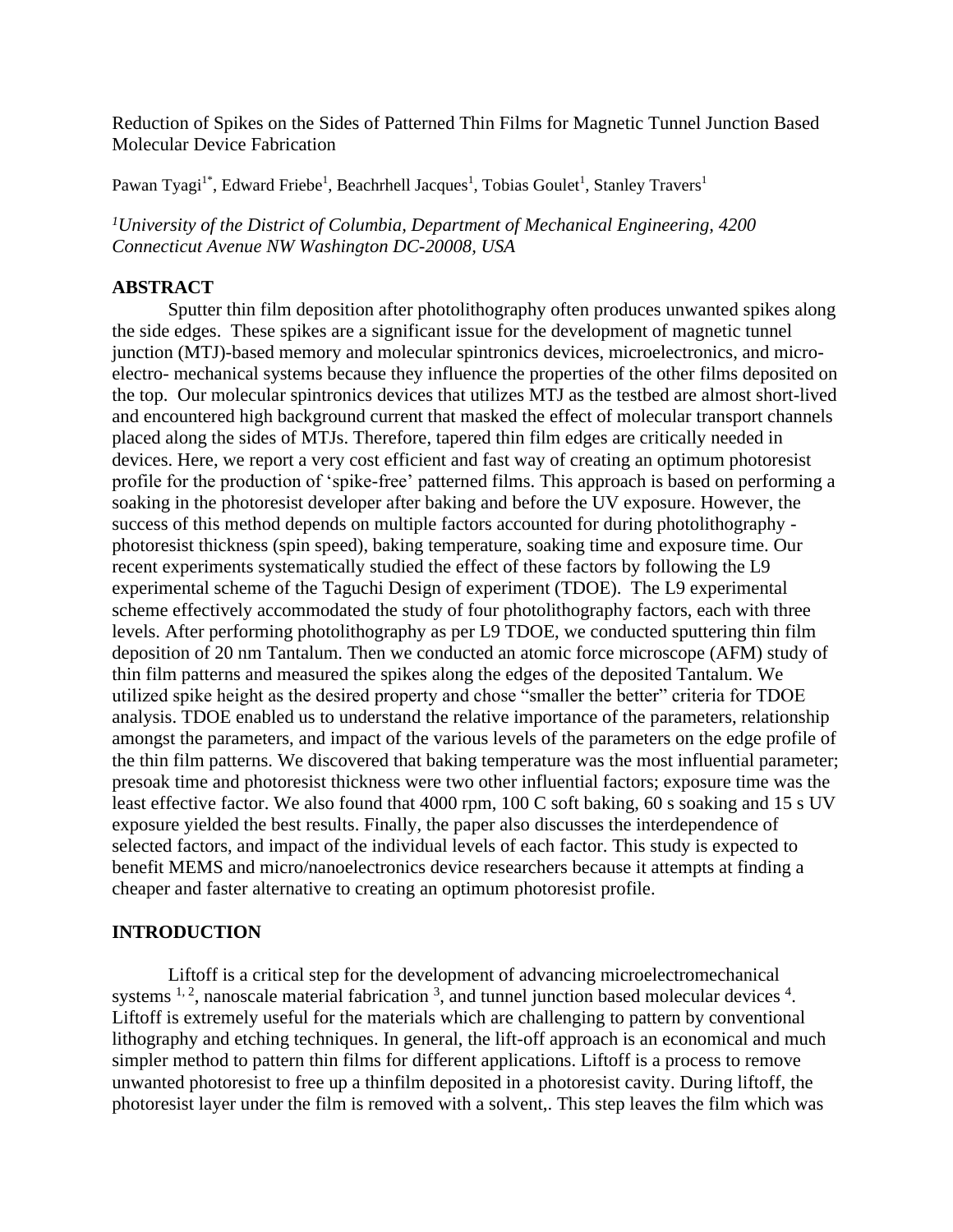Reduction of Spikes on the Sides of Patterned Thin Films for Magnetic Tunnel Junction Based Molecular Device Fabrication

Pawan Tyagi[1*], Edward Friebe[1], Beachrhell Jacques[1], Tobias Goulet[1], Stanley Travers[1]

*[1]University of the District of Columbia, Department of Mechanical Engineering, 4200 Connecticut Avenue NW Washington DC-20008, USA*

## ABSTRACT

Sputter thin film deposition after photolithography often produces unwanted spikes along the side edges. These spikes are a significant issue for the development of magnetic tunnel junction (MTJ)-based memory and molecular spintronics devices, microelectronics, and micro-electro- mechanical systems because they influence the properties of the other films deposited on the top. Our molecular spintronics devices that utilizes MTJ as the testbed are almost short-lived and encountered high background current that masked the effect of molecular transport channels placed along the sides of MTJs. Therefore, tapered thin film edges are critically needed in devices. Here, we report a very cost efficient and fast way of creating an optimum photoresist profile for the production of 'spike-free' patterned films. This approach is based on performing a soaking in the photoresist developer after baking and before the UV exposure. However, the success of this method depends on multiple factors accounted for during photolithography - photoresist thickness (spin speed), baking temperature, soaking time and exposure time. Our recent experiments systematically studied the effect of these factors by following the L9 experimental scheme of the Taguchi Design of experiment (TDOE). The L9 experimental scheme effectively accommodated the study of four photolithography factors, each with three levels. After performing photolithography as per L9 TDOE, we conducted sputtering thin film deposition of 20 nm Tantalum. Then we conducted an atomic force microscope (AFM) study of thin film patterns and measured the spikes along the edges of the deposited Tantalum. We utilized spike height as the desired property and chose "smaller the better" criteria for TDOE analysis. TDOE enabled us to understand the relative importance of the parameters, relationship amongst the parameters, and impact of the various levels of the parameters on the edge profile of the thin film patterns. We discovered that baking temperature was the most influential parameter; presoak time and photoresist thickness were two other influential factors; exposure time was the least effective factor. We also found that 4000 rpm, 100 C soft baking, 60 s soaking and 15 s UV exposure yielded the best results. Finally, the paper also discusses the interdependence of selected factors, and impact of the individual levels of each factor. This study is expected to benefit MEMS and micro/nanoelectronics device researchers because it attempts at finding a cheaper and faster alternative to creating an optimum photoresist profile.

## INTRODUCTION

Liftoff is a critical step for the development of advancing microelectromechanical systems [1, 2], nanoscale material fabrication [3], and tunnel junction based molecular devices [4]. Liftoff is extremely useful for the materials which are challenging to pattern by conventional lithography and etching techniques. In general, the lift-off approach is an economical and much simpler method to pattern thin films for different applications. Liftoff is a process to remove unwanted photoresist to free up a thinfilm deposited in a photoresist cavity. During liftoff, the photoresist layer under the film is removed with a solvent,. This step leaves the film which was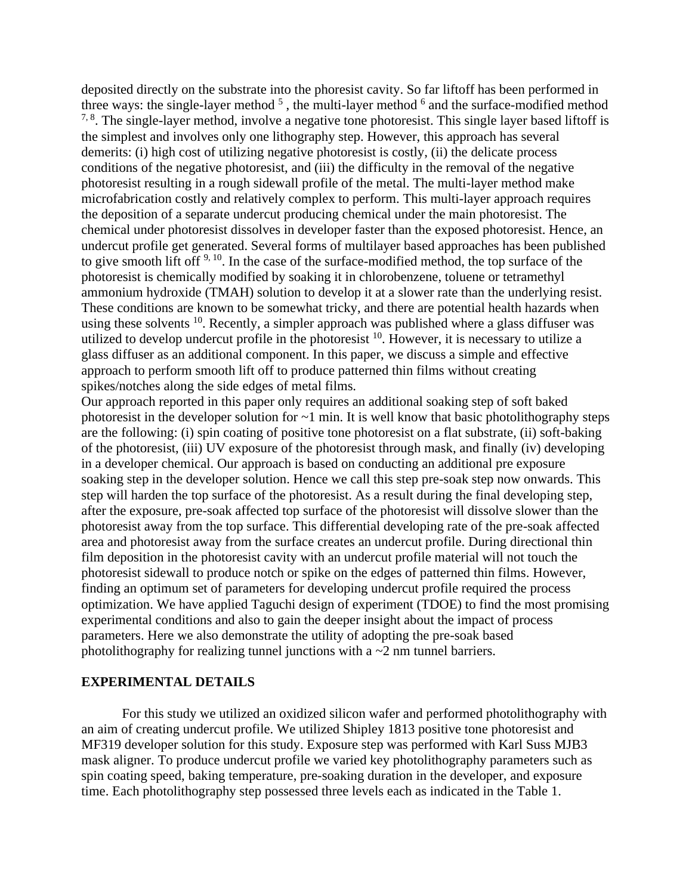deposited directly on the substrate into the phoresist cavity. So far liftoff has been performed in three ways: the single-layer method [5] , the multi-layer method [6] and the surface-modified method [7, 8]. The single-layer method, involve a negative tone photoresist. This single layer based liftoff is the simplest and involves only one lithography step. However, this approach has several demerits: (i) high cost of utilizing negative photoresist is costly, (ii) the delicate process conditions of the negative photoresist, and (iii) the difficulty in the removal of the negative photoresist resulting in a rough sidewall profile of the metal. The multi-layer method make microfabrication costly and relatively complex to perform. This multi-layer approach requires the deposition of a separate undercut producing chemical under the main photoresist. The chemical under photoresist dissolves in developer faster than the exposed photoresist. Hence, an undercut profile get generated. Several forms of multilayer based approaches has been published to give smooth lift off [9, 10]. In the case of the surface-modified method, the top surface of the photoresist is chemically modified by soaking it in chlorobenzene, toluene or tetramethyl ammonium hydroxide (TMAH) solution to develop it at a slower rate than the underlying resist. These conditions are known to be somewhat tricky, and there are potential health hazards when using these solvents [10]. Recently, a simpler approach was published where a glass diffuser was utilized to develop undercut profile in the photoresist [10]. However, it is necessary to utilize a glass diffuser as an additional component. In this paper, we discuss a simple and effective approach to perform smooth lift off to produce patterned thin films without creating spikes/notches along the side edges of metal films.

Our approach reported in this paper only requires an additional soaking step of soft baked photoresist in the developer solution for ~1 min. It is well know that basic photolithography steps are the following: (i) spin coating of positive tone photoresist on a flat substrate, (ii) soft-baking of the photoresist, (iii) UV exposure of the photoresist through mask, and finally (iv) developing in a developer chemical. Our approach is based on conducting an additional pre exposure soaking step in the developer solution. Hence we call this step pre-soak step now onwards. This step will harden the top surface of the photoresist. As a result during the final developing step, after the exposure, pre-soak affected top surface of the photoresist will dissolve slower than the photoresist away from the top surface. This differential developing rate of the pre-soak affected area and photoresist away from the surface creates an undercut profile. During directional thin film deposition in the photoresist cavity with an undercut profile material will not touch the photoresist sidewall to produce notch or spike on the edges of patterned thin films. However, finding an optimum set of parameters for developing undercut profile required the process optimization. We have applied Taguchi design of experiment (TDOE) to find the most promising experimental conditions and also to gain the deeper insight about the impact of process parameters. Here we also demonstrate the utility of adopting the pre-soak based photolithography for realizing tunnel junctions with a ~2 nm tunnel barriers.

## EXPERIMENTAL DETAILS

For this study we utilized an oxidized silicon wafer and performed photolithography with an aim of creating undercut profile. We utilized Shipley 1813 positive tone photoresist and MF319 developer solution for this study. Exposure step was performed with Karl Suss MJB3 mask aligner. To produce undercut profile we varied key photolithography parameters such as spin coating speed, baking temperature, pre-soaking duration in the developer, and exposure time. Each photolithography step possessed three levels each as indicated in the Table 1.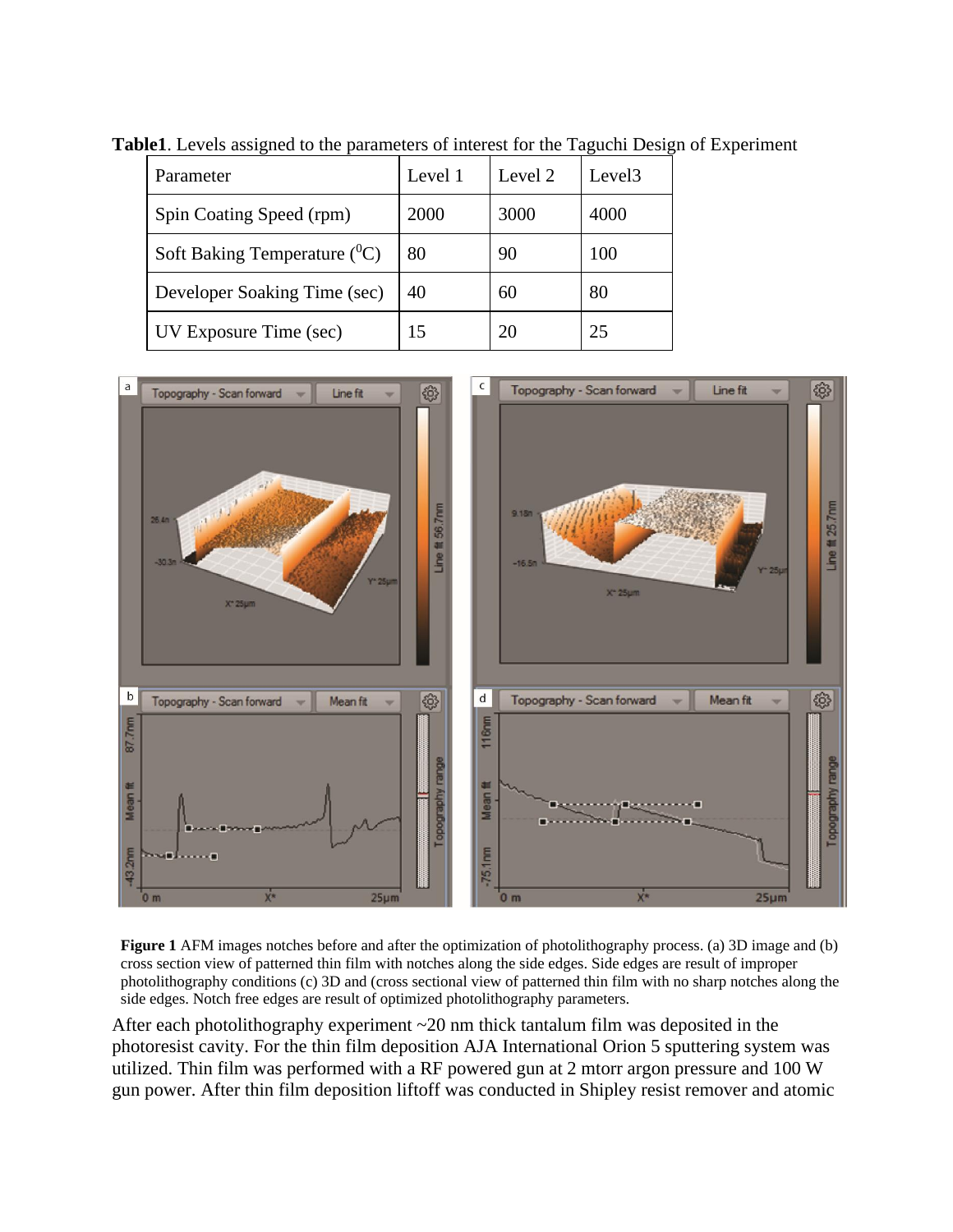**Table1**. Levels assigned to the parameters of interest for the Taguchi Design of Experiment

| Parameter | Level 1 | Level 2 | Level3 |
| --- | --- | --- | --- |
| Spin Coating Speed (rpm) | 2000 | 3000 | 4000 |
| Soft Baking Temperature ($^0$C) | 80 | 90 | 100 |
| Developer Soaking Time (sec) | 40 | 60 | 80 |
| UV Exposure Time (sec) | 15 | 20 | 25 |

**Figure 1** AFM images notches before and after the optimization of photolithography process. (a) 3D image and (b) cross section view of patterned thin film with notches along the side edges. Side edges are result of improper photolithography conditions (c) 3D and (cross sectional view of patterned thin film with no sharp notches along the side edges. Notch free edges are result of optimized photolithography parameters.

After each photolithography experiment ~20 nm thick tantalum film was deposited in the photoresist cavity. For the thin film deposition AJA International Orion 5 sputtering system was utilized. Thin film was performed with a RF powered gun at 2 mtorr argon pressure and 100 W gun power. After thin film deposition liftoff was conducted in Shipley resist remover and atomic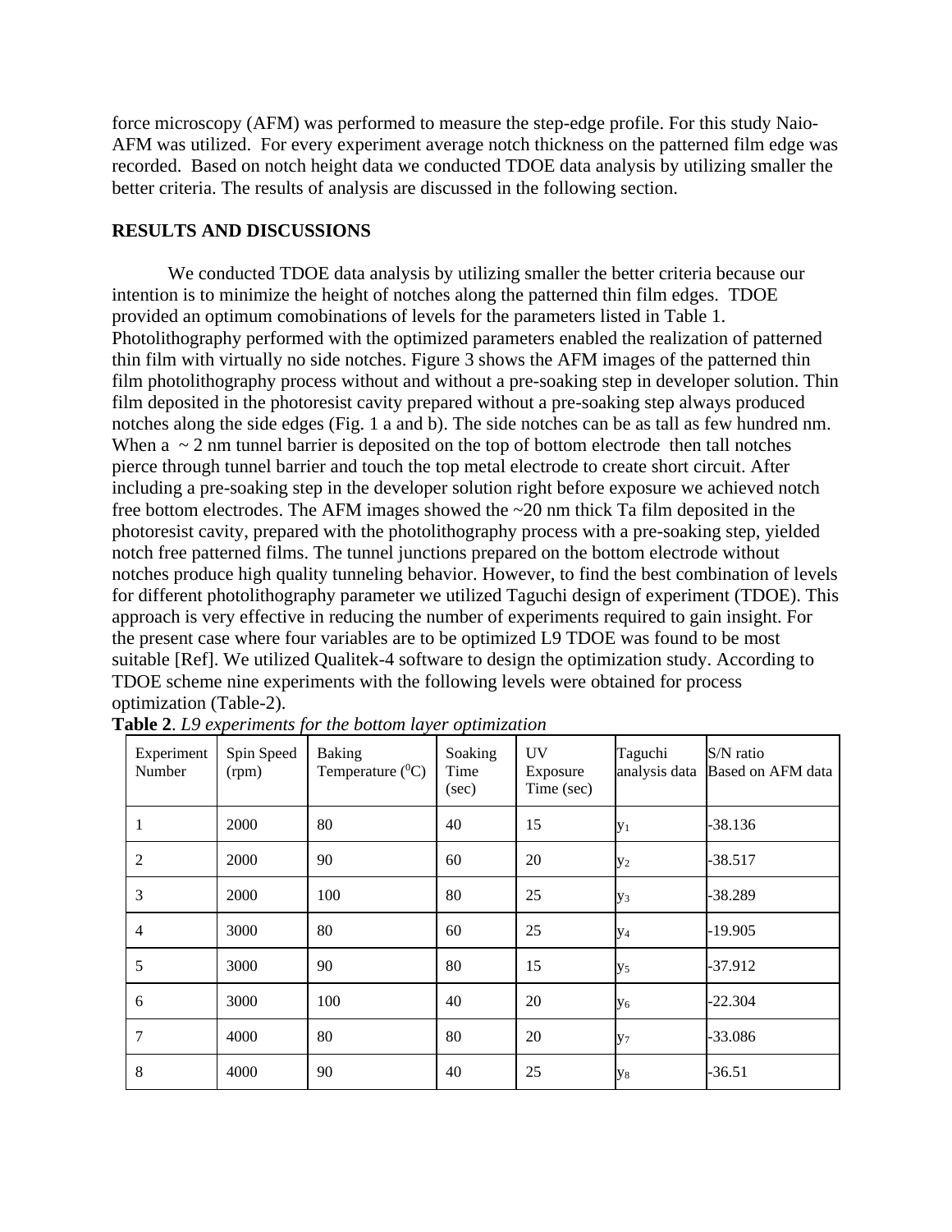force microscopy (AFM) was performed to measure the step-edge profile. For this study Naio-AFM was utilized. For every experiment average notch thickness on the patterned film edge was recorded. Based on notch height data we conducted TDOE data analysis by utilizing smaller the better criteria. The results of analysis are discussed in the following section.

## RESULTS AND DISCUSSIONS

We conducted TDOE data analysis by utilizing smaller the better criteria because our intention is to minimize the height of notches along the patterned thin film edges. TDOE provided an optimum comobinations of levels for the parameters listed in Table 1. Photolithography performed with the optimized parameters enabled the realization of patterned thin film with virtually no side notches. Figure 3 shows the AFM images of the patterned thin film photolithography process without and without a pre-soaking step in developer solution. Thin film deposited in the photoresist cavity prepared without a pre-soaking step always produced notches along the side edges (Fig. 1 a and b). The side notches can be as tall as few hundred nm. When a ~ 2 nm tunnel barrier is deposited on the top of bottom electrode then tall notches pierce through tunnel barrier and touch the top metal electrode to create short circuit. After including a pre-soaking step in the developer solution right before exposure we achieved notch free bottom electrodes. The AFM images showed the ~20 nm thick Ta film deposited in the photoresist cavity, prepared with the photolithography process with a pre-soaking step, yielded notch free patterned films. The tunnel junctions prepared on the bottom electrode without notches produce high quality tunneling behavior. However, to find the best combination of levels for different photolithography parameter we utilized Taguchi design of experiment (TDOE). This approach is very effective in reducing the number of experiments required to gain insight. For the present case where four variables are to be optimized L9 TDOE was found to be most suitable [Ref]. We utilized Qualitek-4 software to design the optimization study. According to TDOE scheme nine experiments with the following levels were obtained for process optimization (Table-2).

**Table 2**. *L9 experiments for the bottom layer optimization*

| Experiment Number | Spin Speed (rpm) | Baking Temperature ($^{0}$C) | Soaking Time (sec) | UV Exposure Time (sec) | Taguchi analysis data | S/N ratio Based on AFM data |
|---|---|---|---|---|---|---|
| 1 | 2000 | 80 | 40 | 15 | $y_1$ | -38.136 |
| 2 | 2000 | 90 | 60 | 20 | $y_2$ | -38.517 |
| 3 | 2000 | 100 | 80 | 25 | $y_3$ | -38.289 |
| 4 | 3000 | 80 | 60 | 25 | $y_4$ | -19.905 |
| 5 | 3000 | 90 | 80 | 15 | $y_5$ | -37.912 |
| 6 | 3000 | 100 | 40 | 20 | $y_6$ | -22.304 |
| 7 | 4000 | 80 | 80 | 20 | $y_7$ | -33.086 |
| 8 | 4000 | 90 | 40 | 25 | $y_8$ | -36.51 |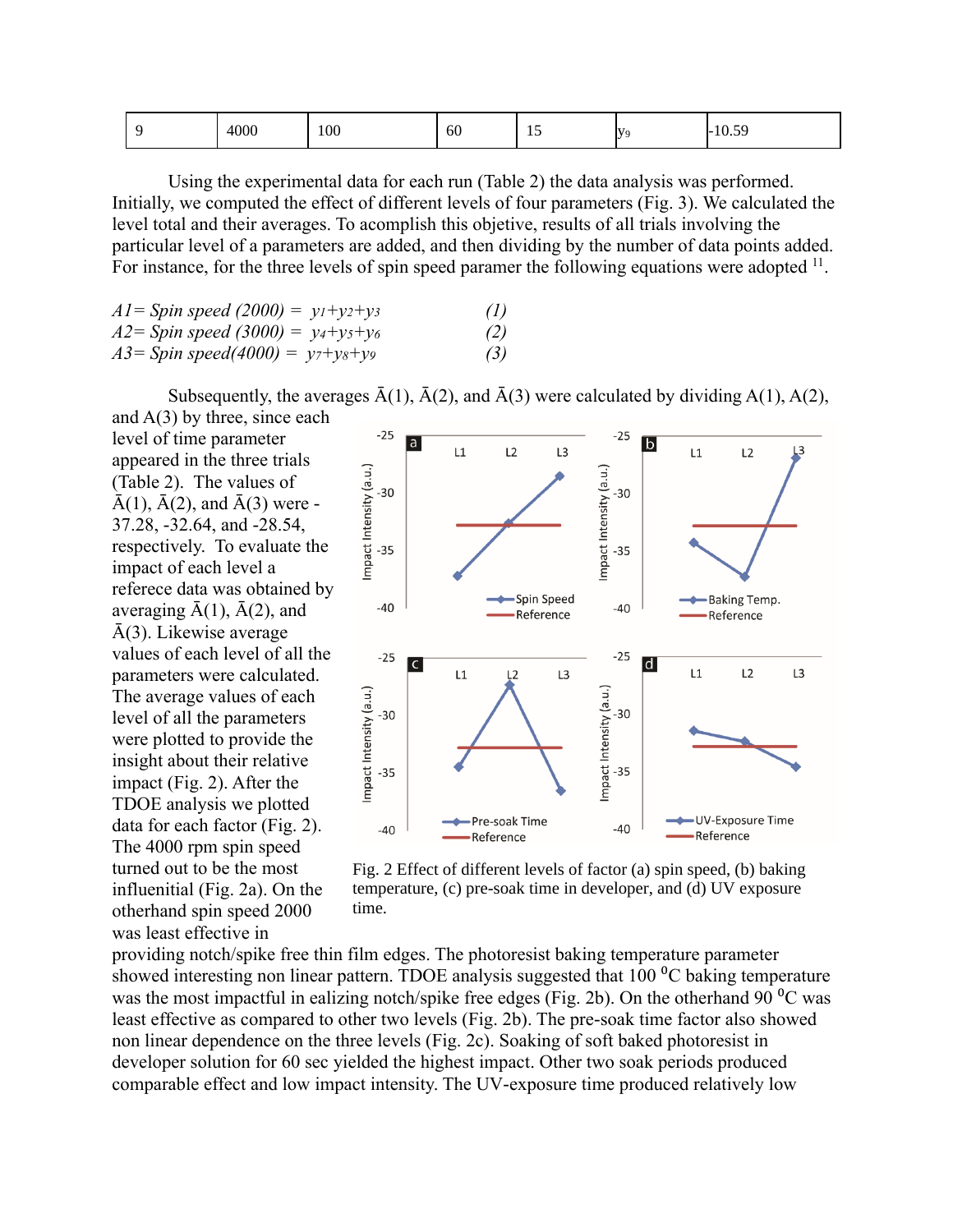| 9 | 4000 | 100 | 60 | 15 | $y_9$ | -10.59 |
|---|---|---|---|---|---|---|

Using the experimental data for each run (Table 2) the data analysis was performed. Initially, we computed the effect of different levels of four parameters (Fig. 3). We calculated the level total and their averages. To acomplish this objetive, results of all trials involving the particular level of a parameters are added, and then dividing by the number of data points added. For instance, for the three levels of spin speed paramer the following equations were adopted [11].

$$A1 = \text{Spin speed (2000)} = y_1+y_2+y_3 \quad (1)$$
$$A2 = \text{Spin speed (3000)} = y_4+y_5+y_6 \quad (2)$$
$$A3 = \text{Spin speed(4000)} = y_7+y_8+y_9 \quad (3)$$

Subsequently, the averages $\bar{A}(1)$, $\bar{A}(2)$, and $\bar{A}(3)$ were calculated by dividing A(1), A(2), and A(3) by three, since each level of time parameter appeared in the three trials (Table 2). The values of $\bar{A}(1)$, $\bar{A}(2)$, and $\bar{A}(3)$ were -37.28, -32.64, and -28.54, respectively. To evaluate the impact of each level a referece data was obtained by averaging $\bar{A}(1)$, $\bar{A}(2)$, and $\bar{A}(3)$. Likewise average values of each level of all the parameters were calculated. The average values of each level of all the parameters were plotted to provide the insight about their relative impact (Fig. 2). After the TDOE analysis we plotted data for each factor (Fig. 2). The 4000 rpm spin speed turned out to be the most influenitial (Fig. 2a). On the otherhand spin speed 2000 was least effective in providing notch/spike free thin film edges. The photoresist baking temperature parameter showed interesting non linear pattern. TDOE analysis suggested that 100 $^{0}$C baking temperature was the most impactful in ealizing notch/spike free edges (Fig. 2b). On the otherhand 90 $^{0}$C was least effective as compared to other two levels (Fig. 2b). The pre-soak time factor also showed non linear dependence on the three levels (Fig. 2c). Soaking of soft baked photoresist in developer solution for 60 sec yielded the highest impact. Other two soak periods produced comparable effect and low impact intensity. The UV-exposure time produced relatively low

Fig. 2 Effect of different levels of factor (a) spin speed, (b) baking temperature, (c) pre-soak time in developer, and (d) UV exposure time.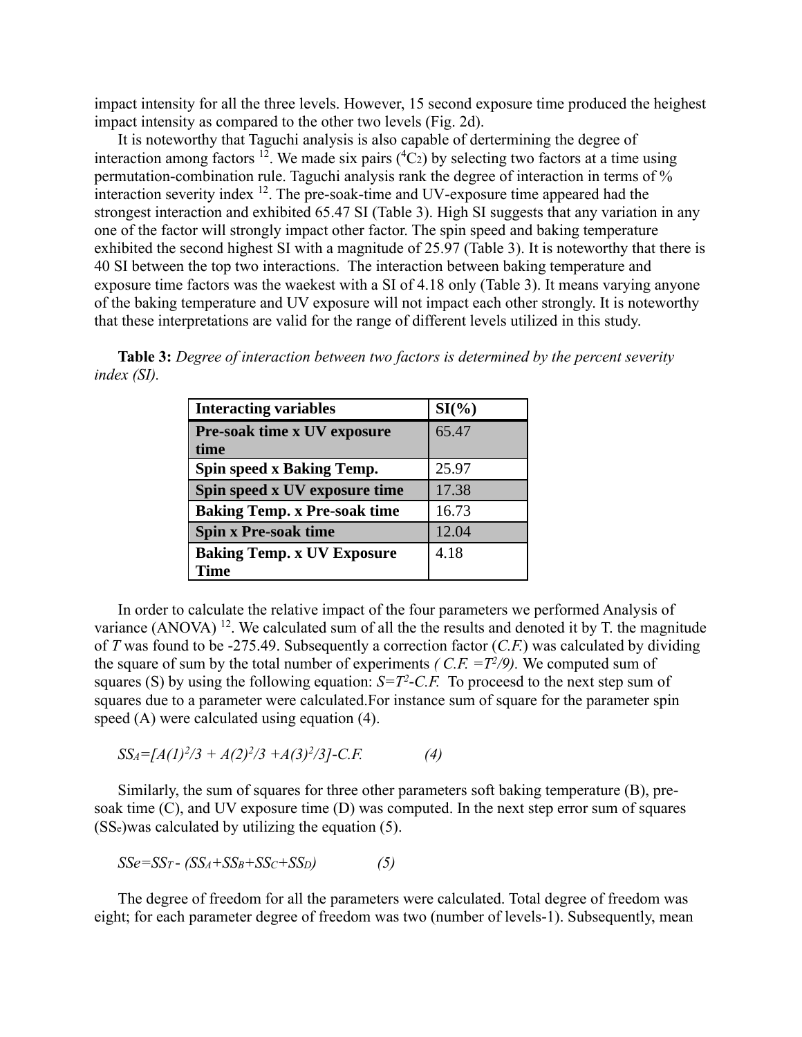impact intensity for all the three levels. However, 15 second exposure time produced the heighest impact intensity as compared to the other two levels (Fig. 2d).

It is noteworthy that Taguchi analysis is also capable of dertermining the degree of interaction among factors [12]. We made six pairs ($^4C_2$) by selecting two factors at a time using permutation-combination rule. Taguchi analysis rank the degree of interaction in terms of % interaction severity index [12]. The pre-soak-time and UV-exposure time appeared had the strongest interaction and exhibited 65.47 SI (Table 3). High SI suggests that any variation in any one of the factor will strongly impact other factor. The spin speed and baking temperature exhibited the second highest SI with a magnitude of 25.97 (Table 3). It is noteworthy that there is 40 SI between the top two interactions. The interaction between baking temperature and exposure time factors was the waekest with a SI of 4.18 only (Table 3). It means varying anyone of the baking temperature and UV exposure will not impact each other strongly. It is noteworthy that these interpretations are valid for the range of different levels utilized in this study.

**Table 3:** *Degree of interaction between two factors is determined by the percent severity index (SI).*

| Interacting variables | SI(%) |
|---|---|
| **Pre-soak time x UV exposure time** | 65.47 |
| **Spin speed x Baking Temp.** | 25.97 |
| **Spin speed x UV exposure time** | 17.38 |
| **Baking Temp. x Pre-soak time** | 16.73 |
| **Spin x Pre-soak time** | 12.04 |
| **Baking Temp. x UV Exposure Time** | 4.18 |

In order to calculate the relative impact of the four parameters we performed Analysis of variance (ANOVA) [12]. We calculated sum of all the the results and denoted it by T. the magnitude of *T* was found to be -275.49. Subsequently a correction factor (*C.F.*) was calculated by dividing the square of sum by the total number of experiments *(* $C.F. = T^2/9$*).* We computed sum of squares (S) by using the following equation: $S=T^2-C.F.$ To proceesd to the next step sum of squares due to a parameter were calculated.For instance sum of square for the parameter spin speed (A) were calculated using equation (4).

$$SS_A=[A(1)^2/3 + A(2)^2/3 + A(3)^2/3]-C.F. \qquad (4)$$

Similarly, the sum of squares for three other parameters soft baking temperature (B), pre-soak time (C), and UV exposure time (D) was computed. In the next step error sum of squares ($SS_e$)was calculated by utilizing the equation (5).

$$SSe=SS_T - (SS_A+SS_B+SS_C+SS_D) \qquad (5)$$

The degree of freedom for all the parameters were calculated. Total degree of freedom was eight; for each parameter degree of freedom was two (number of levels-1). Subsequently, mean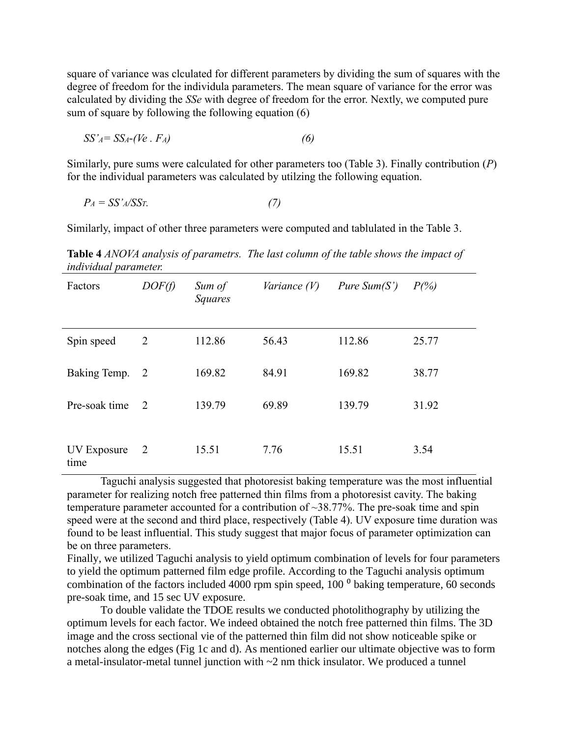square of variance was clculated for different parameters by dividing the sum of squares with the degree of freedom for the individula parameters. The mean square of variance for the error was calculated by dividing the *SSe* with degree of freedom for the error. Nextly, we computed pure sum of square by following the following equation (6)

$$SS'_A = SS_A - (Ve \cdot F_A) \qquad (6)$$

Similarly, pure sums were calculated for other parameters too (Table 3). Finally contribution (*P*) for the individual parameters was calculated by utilzing the following equation.

$$P_A = SS'_A/SS_T. \qquad (7)$$

Similarly, impact of other three parameters were computed and tablulated in the Table 3.

**Table 4** *ANOVA analysis of parametrs. The last column of the table shows the impact of individual parameter.*

| Factors | *DOF(f)* | *Sum of Squares* | *Variance (V)* | *Pure Sum(S')* | *P(%)* |
|---|---|---|---|---|---|
| Spin speed | 2 | 112.86 | 56.43 | 112.86 | 25.77 |
| Baking Temp. | 2 | 169.82 | 84.91 | 169.82 | 38.77 |
| Pre-soak time | 2 | 139.79 | 69.89 | 139.79 | 31.92 |
| UV Exposure time | 2 | 15.51 | 7.76 | 15.51 | 3.54 |

Taguchi analysis suggested that photoresist baking temperature was the most influential parameter for realizing notch free patterned thin films from a photoresist cavity. The baking temperature parameter accounted for a contribution of ~38.77%. The pre-soak time and spin speed were at the second and third place, respectively (Table 4). UV exposure time duration was found to be least influential. This study suggest that major focus of parameter optimization can be on three parameters.

Finally, we utilized Taguchi analysis to yield optimum combination of levels for four parameters to yield the optimum patterned film edge profile. According to the Taguchi analysis optimum combination of the factors included 4000 rpm spin speed, 100 $^0$ baking temperature, 60 seconds pre-soak time, and 15 sec UV exposure.

To double validate the TDOE results we conducted photolithography by utilizing the optimum levels for each factor. We indeed obtained the notch free patterned thin films. The 3D image and the cross sectional vie of the patterned thin film did not show noticeable spike or notches along the edges (Fig 1c and d). As mentioned earlier our ultimate objective was to form a metal-insulator-metal tunnel junction with ~2 nm thick insulator. We produced a tunnel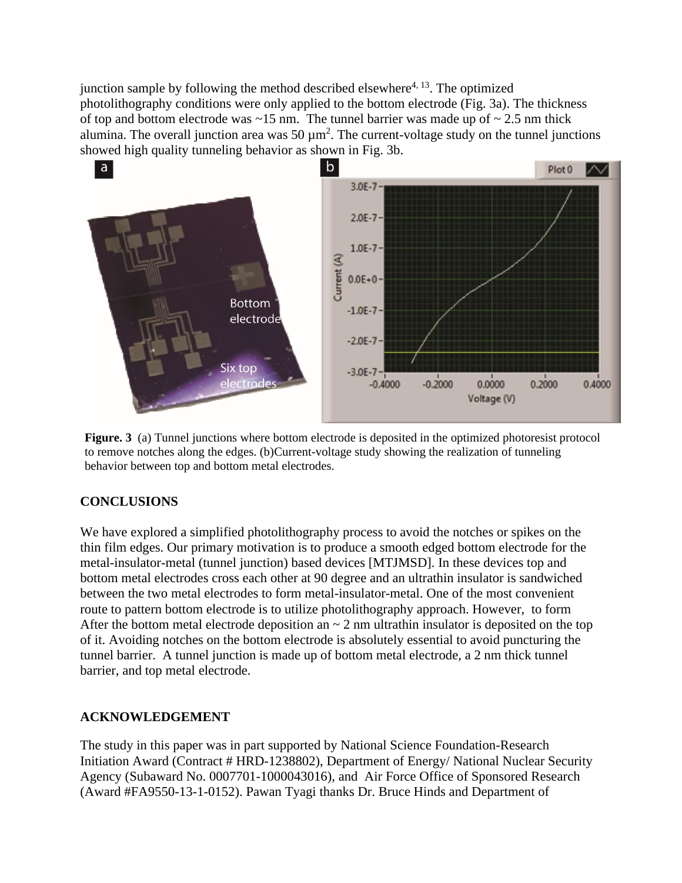junction sample by following the method described elsewhere[4, 13]. The optimized photolithography conditions were only applied to the bottom electrode (Fig. 3a). The thickness of top and bottom electrode was ~15 nm. The tunnel barrier was made up of ~ 2.5 nm thick alumina. The overall junction area was 50 $\mu m^2$. The current-voltage study on the tunnel junctions showed high quality tunneling behavior as shown in Fig. 3b.

**Figure. 3** (a) Tunnel junctions where bottom electrode is deposited in the optimized photoresist protocol to remove notches along the edges. (b)Current-voltage study showing the realization of tunneling behavior between top and bottom metal electrodes.

## CONCLUSIONS

We have explored a simplified photolithography process to avoid the notches or spikes on the thin film edges. Our primary motivation is to produce a smooth edged bottom electrode for the metal-insulator-metal (tunnel junction) based devices [MTJMSD]. In these devices top and bottom metal electrodes cross each other at 90 degree and an ultrathin insulator is sandwiched between the two metal electrodes to form metal-insulator-metal. One of the most convenient route to pattern bottom electrode is to utilize photolithography approach. However, to form After the bottom metal electrode deposition an ~ 2 nm ultrathin insulator is deposited on the top of it. Avoiding notches on the bottom electrode is absolutely essential to avoid puncturing the tunnel barrier. A tunnel junction is made up of bottom metal electrode, a 2 nm thick tunnel barrier, and top metal electrode.

## ACKNOWLEDGEMENT

The study in this paper was in part supported by National Science Foundation-Research Initiation Award (Contract # HRD-1238802), Department of Energy/ National Nuclear Security Agency (Subaward No. 0007701-1000043016), and Air Force Office of Sponsored Research (Award #FA9550-13-1-0152). Pawan Tyagi thanks Dr. Bruce Hinds and Department of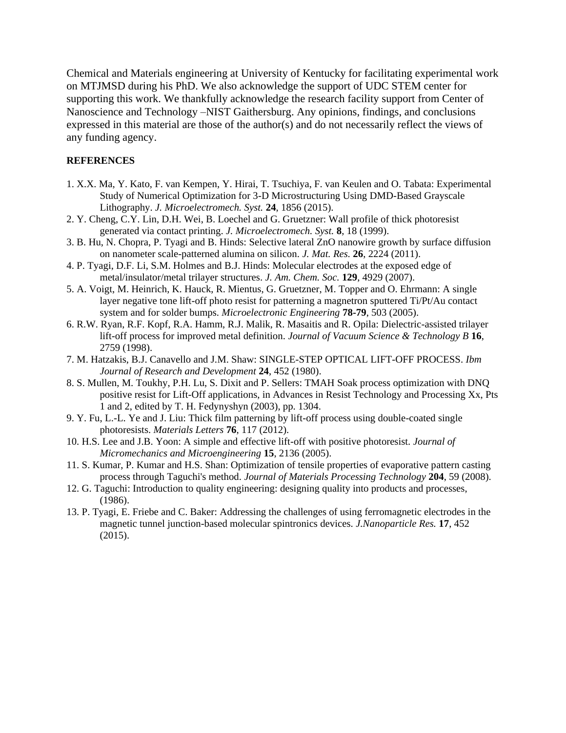Chemical and Materials engineering at University of Kentucky for facilitating experimental work on MTJMSD during his PhD. We also acknowledge the support of UDC STEM center for supporting this work. We thankfully acknowledge the research facility support from Center of Nanoscience and Technology –NIST Gaithersburg. Any opinions, findings, and conclusions expressed in this material are those of the author(s) and do not necessarily reflect the views of any funding agency.

## REFERENCES

1. X.X. Ma, Y. Kato, F. van Kempen, Y. Hirai, T. Tsuchiya, F. van Keulen and O. Tabata: Experimental Study of Numerical Optimization for 3-D Microstructuring Using DMD-Based Grayscale Lithography. *J. Microelectromech. Syst.* **24**, 1856 (2015).
2. Y. Cheng, C.Y. Lin, D.H. Wei, B. Loechel and G. Gruetzner: Wall profile of thick photoresist generated via contact printing. *J. Microelectromech. Syst.* **8**, 18 (1999).
3. B. Hu, N. Chopra, P. Tyagi and B. Hinds: Selective lateral ZnO nanowire growth by surface diffusion on nanometer scale-patterned alumina on silicon. *J. Mat. Res.* **26**, 2224 (2011).
4. P. Tyagi, D.F. Li, S.M. Holmes and B.J. Hinds: Molecular electrodes at the exposed edge of metal/insulator/metal trilayer structures. *J. Am. Chem. Soc.* **129**, 4929 (2007).
5. A. Voigt, M. Heinrich, K. Hauck, R. Mientus, G. Gruetzner, M. Topper and O. Ehrmann: A single layer negative tone lift-off photo resist for patterning a magnetron sputtered Ti/Pt/Au contact system and for solder bumps. *Microelectronic Engineering* **78-79**, 503 (2005).
6. R.W. Ryan, R.F. Kopf, R.A. Hamm, R.J. Malik, R. Masaitis and R. Opila: Dielectric-assisted trilayer lift-off process for improved metal definition. *Journal of Vacuum Science & Technology B* **16**, 2759 (1998).
7. M. Hatzakis, B.J. Canavello and J.M. Shaw: SINGLE-STEP OPTICAL LIFT-OFF PROCESS. *Ibm Journal of Research and Development* **24**, 452 (1980).
8. S. Mullen, M. Toukhy, P.H. Lu, S. Dixit and P. Sellers: TMAH Soak process optimization with DNQ positive resist for Lift-Off applications, in Advances in Resist Technology and Processing Xx, Pts 1 and 2, edited by T. H. Fedynyshyn (2003), pp. 1304.
9. Y. Fu, L.-L. Ye and J. Liu: Thick film patterning by lift-off process using double-coated single photoresists. *Materials Letters* **76**, 117 (2012).
10. H.S. Lee and J.B. Yoon: A simple and effective lift-off with positive photoresist. *Journal of Micromechanics and Microengineering* **15**, 2136 (2005).
11. S. Kumar, P. Kumar and H.S. Shan: Optimization of tensile properties of evaporative pattern casting process through Taguchi's method. *Journal of Materials Processing Technology* **204**, 59 (2008).
12. G. Taguchi: Introduction to quality engineering: designing quality into products and processes, (1986).
13. P. Tyagi, E. Friebe and C. Baker: Addressing the challenges of using ferromagnetic electrodes in the magnetic tunnel junction-based molecular spintronics devices. *J.Nanoparticle Res.* **17**, 452 (2015).